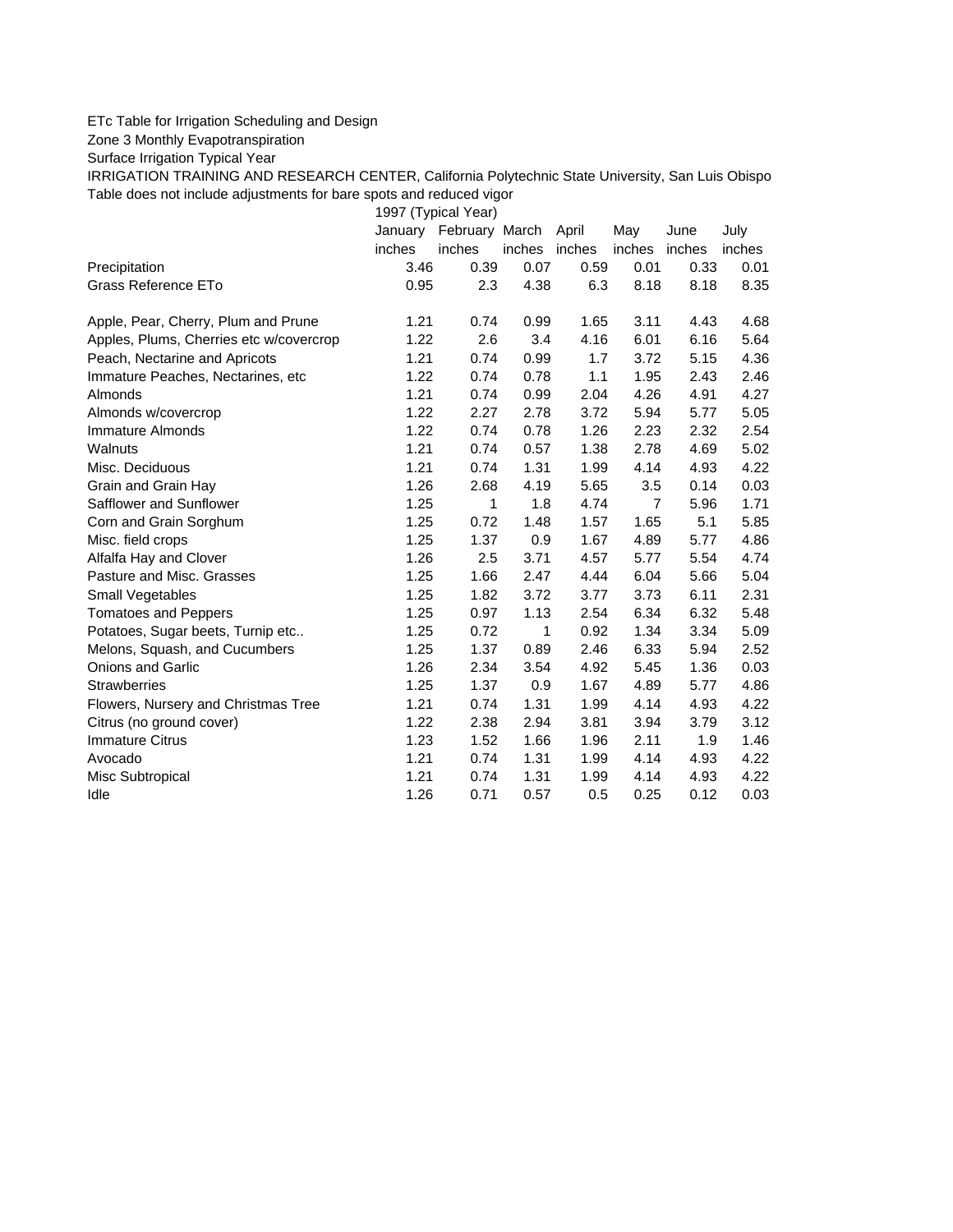ETc Table for Irrigation Scheduling and Design

Zone 3 Monthly Evapotranspiration

Surface Irrigation Typical Year

IRRIGATION TRAINING AND RESEARCH CENTER, California Polytechnic State University, San Luis Obispo

Table does not include adjustments for bare spots and reduced vigor

| | 1997 (Typical Year) | | | | | | |
|---|---|---|---|---|---|---|---|
| | January | February | March | April | May | June | July |
| | inches | inches | inches | inches | inches | inches | inches |
| Precipitation | 3.46 | 0.39 | 0.07 | 0.59 | 0.01 | 0.33 | 0.01 |
| Grass Reference ETo | 0.95 | 2.3 | 4.38 | 6.3 | 8.18 | 8.18 | 8.35 |
| | | | | | | | |
| Apple, Pear, Cherry, Plum and Prune | 1.21 | 0.74 | 0.99 | 1.65 | 3.11 | 4.43 | 4.68 |
| Apples, Plums, Cherries etc w/covercrop | 1.22 | 2.6 | 3.4 | 4.16 | 6.01 | 6.16 | 5.64 |
| Peach, Nectarine and Apricots | 1.21 | 0.74 | 0.99 | 1.7 | 3.72 | 5.15 | 4.36 |
| Immature Peaches, Nectarines, etc | 1.22 | 0.74 | 0.78 | 1.1 | 1.95 | 2.43 | 2.46 |
| Almonds | 1.21 | 0.74 | 0.99 | 2.04 | 4.26 | 4.91 | 4.27 |
| Almonds w/covercrop | 1.22 | 2.27 | 2.78 | 3.72 | 5.94 | 5.77 | 5.05 |
| Immature Almonds | 1.22 | 0.74 | 0.78 | 1.26 | 2.23 | 2.32 | 2.54 |
| Walnuts | 1.21 | 0.74 | 0.57 | 1.38 | 2.78 | 4.69 | 5.02 |
| Misc. Deciduous | 1.21 | 0.74 | 1.31 | 1.99 | 4.14 | 4.93 | 4.22 |
| Grain and Grain Hay | 1.26 | 2.68 | 4.19 | 5.65 | 3.5 | 0.14 | 0.03 |
| Safflower and Sunflower | 1.25 | 1 | 1.8 | 4.74 | 7 | 5.96 | 1.71 |
| Corn and Grain Sorghum | 1.25 | 0.72 | 1.48 | 1.57 | 1.65 | 5.1 | 5.85 |
| Misc. field crops | 1.25 | 1.37 | 0.9 | 1.67 | 4.89 | 5.77 | 4.86 |
| Alfalfa Hay and Clover | 1.26 | 2.5 | 3.71 | 4.57 | 5.77 | 5.54 | 4.74 |
| Pasture and Misc. Grasses | 1.25 | 1.66 | 2.47 | 4.44 | 6.04 | 5.66 | 5.04 |
| Small Vegetables | 1.25 | 1.82 | 3.72 | 3.77 | 3.73 | 6.11 | 2.31 |
| Tomatoes and Peppers | 1.25 | 0.97 | 1.13 | 2.54 | 6.34 | 6.32 | 5.48 |
| Potatoes, Sugar beets, Turnip etc.. | 1.25 | 0.72 | 1 | 0.92 | 1.34 | 3.34 | 5.09 |
| Melons, Squash, and Cucumbers | 1.25 | 1.37 | 0.89 | 2.46 | 6.33 | 5.94 | 2.52 |
| Onions and Garlic | 1.26 | 2.34 | 3.54 | 4.92 | 5.45 | 1.36 | 0.03 |
| Strawberries | 1.25 | 1.37 | 0.9 | 1.67 | 4.89 | 5.77 | 4.86 |
| Flowers, Nursery and Christmas Tree | 1.21 | 0.74 | 1.31 | 1.99 | 4.14 | 4.93 | 4.22 |
| Citrus (no ground cover) | 1.22 | 2.38 | 2.94 | 3.81 | 3.94 | 3.79 | 3.12 |
| Immature Citrus | 1.23 | 1.52 | 1.66 | 1.96 | 2.11 | 1.9 | 1.46 |
| Avocado | 1.21 | 0.74 | 1.31 | 1.99 | 4.14 | 4.93 | 4.22 |
| Misc Subtropical | 1.21 | 0.74 | 1.31 | 1.99 | 4.14 | 4.93 | 4.22 |
| Idle | 1.26 | 0.71 | 0.57 | 0.5 | 0.25 | 0.12 | 0.03 |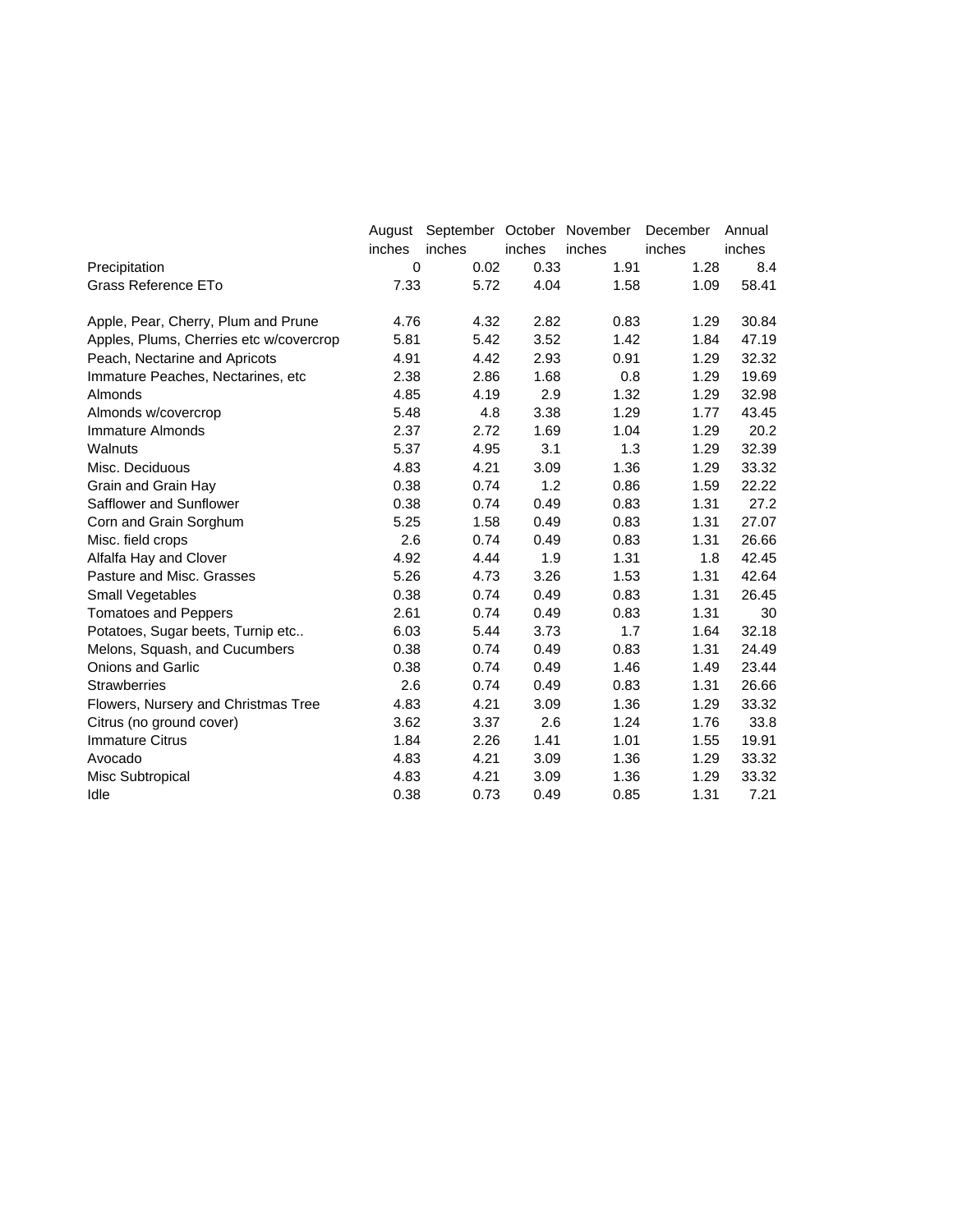| | August inches | September inches | October inches | November inches | December inches | Annual inches |
|---|---|---|---|---|---|---|
| Precipitation | 0 | 0.02 | 0.33 | 1.91 | 1.28 | 8.4 |
| Grass Reference ETo | 7.33 | 5.72 | 4.04 | 1.58 | 1.09 | 58.41 |
| | | | | | | |
| Apple, Pear, Cherry, Plum and Prune | 4.76 | 4.32 | 2.82 | 0.83 | 1.29 | 30.84 |
| Apples, Plums, Cherries etc w/covercrop | 5.81 | 5.42 | 3.52 | 1.42 | 1.84 | 47.19 |
| Peach, Nectarine and Apricots | 4.91 | 4.42 | 2.93 | 0.91 | 1.29 | 32.32 |
| Immature Peaches, Nectarines, etc | 2.38 | 2.86 | 1.68 | 0.8 | 1.29 | 19.69 |
| Almonds | 4.85 | 4.19 | 2.9 | 1.32 | 1.29 | 32.98 |
| Almonds w/covercrop | 5.48 | 4.8 | 3.38 | 1.29 | 1.77 | 43.45 |
| Immature Almonds | 2.37 | 2.72 | 1.69 | 1.04 | 1.29 | 20.2 |
| Walnuts | 5.37 | 4.95 | 3.1 | 1.3 | 1.29 | 32.39 |
| Misc. Deciduous | 4.83 | 4.21 | 3.09 | 1.36 | 1.29 | 33.32 |
| Grain and Grain Hay | 0.38 | 0.74 | 1.2 | 0.86 | 1.59 | 22.22 |
| Safflower and Sunflower | 0.38 | 0.74 | 0.49 | 0.83 | 1.31 | 27.2 |
| Corn and Grain Sorghum | 5.25 | 1.58 | 0.49 | 0.83 | 1.31 | 27.07 |
| Misc. field crops | 2.6 | 0.74 | 0.49 | 0.83 | 1.31 | 26.66 |
| Alfalfa Hay and Clover | 4.92 | 4.44 | 1.9 | 1.31 | 1.8 | 42.45 |
| Pasture and Misc. Grasses | 5.26 | 4.73 | 3.26 | 1.53 | 1.31 | 42.64 |
| Small Vegetables | 0.38 | 0.74 | 0.49 | 0.83 | 1.31 | 26.45 |
| Tomatoes and Peppers | 2.61 | 0.74 | 0.49 | 0.83 | 1.31 | 30 |
| Potatoes, Sugar beets, Turnip etc.. | 6.03 | 5.44 | 3.73 | 1.7 | 1.64 | 32.18 |
| Melons, Squash, and Cucumbers | 0.38 | 0.74 | 0.49 | 0.83 | 1.31 | 24.49 |
| Onions and Garlic | 0.38 | 0.74 | 0.49 | 1.46 | 1.49 | 23.44 |
| Strawberries | 2.6 | 0.74 | 0.49 | 0.83 | 1.31 | 26.66 |
| Flowers, Nursery and Christmas Tree | 4.83 | 4.21 | 3.09 | 1.36 | 1.29 | 33.32 |
| Citrus (no ground cover) | 3.62 | 3.37 | 2.6 | 1.24 | 1.76 | 33.8 |
| Immature Citrus | 1.84 | 2.26 | 1.41 | 1.01 | 1.55 | 19.91 |
| Avocado | 4.83 | 4.21 | 3.09 | 1.36 | 1.29 | 33.32 |
| Misc Subtropical | 4.83 | 4.21 | 3.09 | 1.36 | 1.29 | 33.32 |
| Idle | 0.38 | 0.73 | 0.49 | 0.85 | 1.31 | 7.21 |